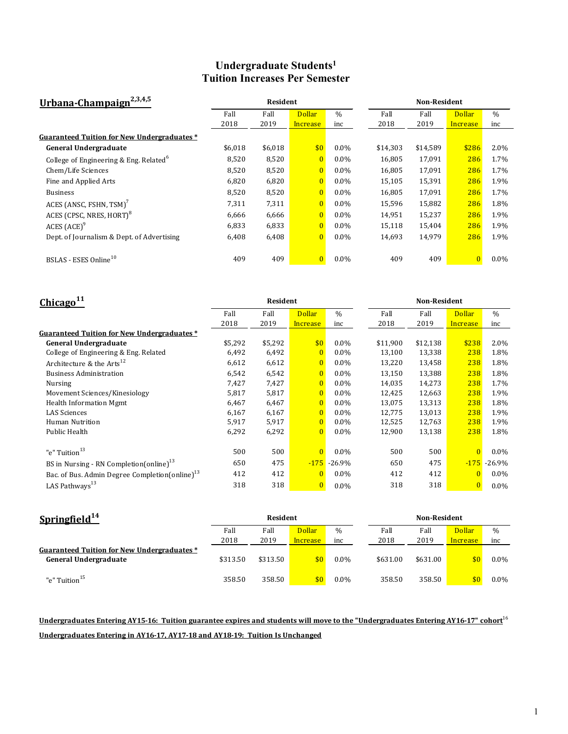# Undergraduate Students[1]
## Tuition Increases Per Semester

### Urbana-Champaign[2,3,4,5]

| | Resident | | | | Non-Resident | | | |
|---|---|---|---|---|---|---|---|---|
| | Fall 2018 | Fall 2019 | Dollar Increase | % inc | Fall 2018 | Fall 2019 | Dollar Increase | % inc |
| **Guaranteed Tuition for New Undergraduates *** | | | | | | | | |
| **General Undergraduate** | $6,018 | $6,018 | $0 | 0.0% | $14,303 | $14,589 | $286 | 2.0% |
| College of Engineering & Eng. Related[6] | 8,520 | 8,520 | 0 | 0.0% | 16,805 | 17,091 | 286 | 1.7% |
| Chem/Life Sciences | 8,520 | 8,520 | 0 | 0.0% | 16,805 | 17,091 | 286 | 1.7% |
| Fine and Applied Arts | 6,820 | 6,820 | 0 | 0.0% | 15,105 | 15,391 | 286 | 1.9% |
| Business | 8,520 | 8,520 | 0 | 0.0% | 16,805 | 17,091 | 286 | 1.7% |
| ACES (ANSC, FSHN, TSM)[7] | 7,311 | 7,311 | 0 | 0.0% | 15,596 | 15,882 | 286 | 1.8% |
| ACES (CPSC, NRES, HORT)[8] | 6,666 | 6,666 | 0 | 0.0% | 14,951 | 15,237 | 286 | 1.9% |
| ACES (ACE)[9] | 6,833 | 6,833 | 0 | 0.0% | 15,118 | 15,404 | 286 | 1.9% |
| Dept. of Journalism & Dept. of Advertising | 6,408 | 6,408 | 0 | 0.0% | 14,693 | 14,979 | 286 | 1.9% |
| BSLAS - ESES Online[10] | 409 | 409 | 0 | 0.0% | 409 | 409 | 0 | 0.0% |

### Chicago[11]

| | Resident | | | | Non-Resident | | | |
|---|---|---|---|---|---|---|---|---|
| | Fall 2018 | Fall 2019 | Dollar Increase | % inc | Fall 2018 | Fall 2019 | Dollar Increase | % inc |
| **Guaranteed Tuition for New Undergraduates *** | | | | | | | | |
| **General Undergraduate** | $5,292 | $5,292 | $0 | 0.0% | $11,900 | $12,138 | $238 | 2.0% |
| College of Engineering & Eng. Related | 6,492 | 6,492 | 0 | 0.0% | 13,100 | 13,338 | 238 | 1.8% |
| Architecture & the Arts[12] | 6,612 | 6,612 | 0 | 0.0% | 13,220 | 13,458 | 238 | 1.8% |
| Business Administration | 6,542 | 6,542 | 0 | 0.0% | 13,150 | 13,388 | 238 | 1.8% |
| Nursing | 7,427 | 7,427 | 0 | 0.0% | 14,035 | 14,273 | 238 | 1.7% |
| Movement Sciences/Kinesiology | 5,817 | 5,817 | 0 | 0.0% | 12,425 | 12,663 | 238 | 1.9% |
| Health Information Mgmt | 6,467 | 6,467 | 0 | 0.0% | 13,075 | 13,313 | 238 | 1.8% |
| LAS Sciences | 6,167 | 6,167 | 0 | 0.0% | 12,775 | 13,013 | 238 | 1.9% |
| Human Nutrition | 5,917 | 5,917 | 0 | 0.0% | 12,525 | 12,763 | 238 | 1.9% |
| Public Health | 6,292 | 6,292 | 0 | 0.0% | 12,900 | 13,138 | 238 | 1.8% |
| "e" Tuition[13] | 500 | 500 | 0 | 0.0% | 500 | 500 | 0 | 0.0% |
| BS in Nursing - RN Completion(online)[13] | 650 | 475 | -175 | -26.9% | 650 | 475 | -175 | -26.9% |
| Bac. of Bus. Admin Degree Completion(online)[13] | 412 | 412 | 0 | 0.0% | 412 | 412 | 0 | 0.0% |
| LAS Pathways[13] | 318 | 318 | 0 | 0.0% | 318 | 318 | 0 | 0.0% |

### Springfield[14]

| | Resident | | | | Non-Resident | | | |
|---|---|---|---|---|---|---|---|---|
| | Fall 2018 | Fall 2019 | Dollar Increase | % inc | Fall 2018 | Fall 2019 | Dollar Increase | % inc |
| **Guaranteed Tuition for New Undergraduates *** | | | | | | | | |
| **General Undergraduate** | $313.50 | $313.50 | $0 | 0.0% | $631.00 | $631.00 | $0 | 0.0% |
| "e" Tuition[15] | 358.50 | 358.50 | $0 | 0.0% | 358.50 | 358.50 | $0 | 0.0% |

**Undergraduates Entering AY15-16: Tuition guarantee expires and students will move to the "Undergraduates Entering AY16-17" cohort**[16]

**Undergraduates Entering in AY16-17, AY17-18 and AY18-19: Tuition Is Unchanged**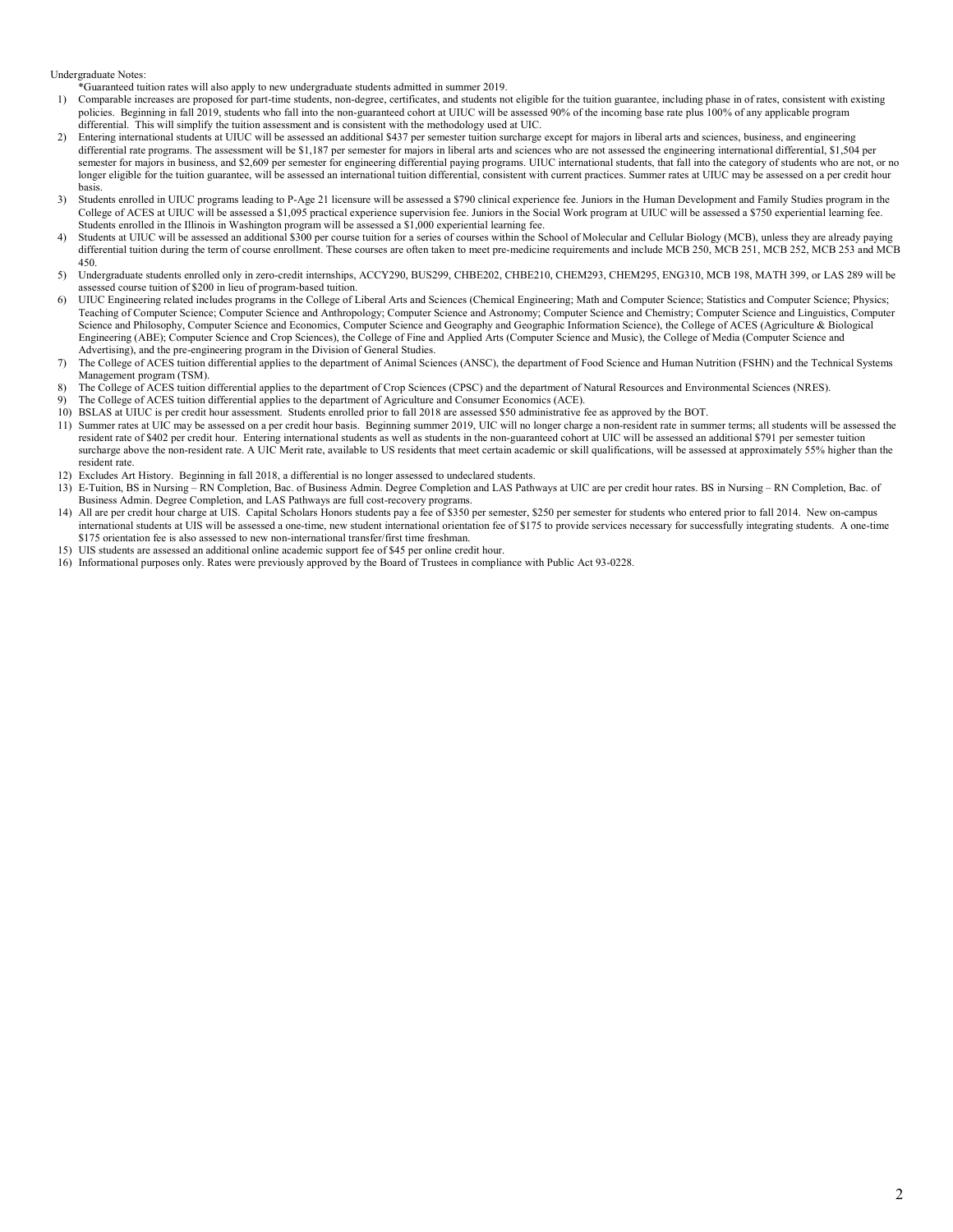Undergraduate Notes:

*Guaranteed tuition rates will also apply to new undergraduate students admitted in summer 2019.

1) Comparable increases are proposed for part-time students, non-degree, certificates, and students not eligible for the tuition guarantee, including phase in of rates, consistent with existing policies. Beginning in fall 2019, students who fall into the non-guaranteed cohort at UIUC will be assessed 90% of the incoming base rate plus 100% of any applicable program differential. This will simplify the tuition assessment and is consistent with the methodology used at UIC.
2) Entering international students at UIUC will be assessed an additional $437 per semester tuition surcharge except for majors in liberal arts and sciences, business, and engineering differential rate programs. The assessment will be $1,187 per semester for majors in liberal arts and sciences who are not assessed the engineering international differential, $1,504 per semester for majors in business, and $2,609 per semester for engineering differential paying programs. UIUC international students, that fall into the category of students who are not, or no longer eligible for the tuition guarantee, will be assessed an international tuition differential, consistent with current practices. Summer rates at UIUC may be assessed on a per credit hour basis.
3) Students enrolled in UIUC programs leading to P-Age 21 licensure will be assessed a $790 clinical experience fee. Juniors in the Human Development and Family Studies program in the College of ACES at UIUC will be assessed a $1,095 practical experience supervision fee. Juniors in the Social Work program at UIUC will be assessed a $750 experiential learning fee. Students enrolled in the Illinois in Washington program will be assessed a $1,000 experiential learning fee.
4) Students at UIUC will be assessed an additional $300 per course tuition for a series of courses within the School of Molecular and Cellular Biology (MCB), unless they are already paying differential tuition during the term of course enrollment. These courses are often taken to meet pre-medicine requirements and include MCB 250, MCB 251, MCB 252, MCB 253 and MCB 450.
5) Undergraduate students enrolled only in zero-credit internships, ACCY290, BUS299, CHBE202, CHBE210, CHEM293, CHEM295, ENG310, MCB 198, MATH 399, or LAS 289 will be assessed course tuition of $200 in lieu of program-based tuition.
6) UIUC Engineering related includes programs in the College of Liberal Arts and Sciences (Chemical Engineering; Math and Computer Science; Statistics and Computer Science; Physics; Teaching of Computer Science; Computer Science and Anthropology; Computer Science and Astronomy; Computer Science and Chemistry; Computer Science and Linguistics, Computer Science and Philosophy, Computer Science and Economics, Computer Science and Geography and Geographic Information Science), the College of ACES (Agriculture & Biological Engineering (ABE); Computer Science and Crop Sciences), the College of Fine and Applied Arts (Computer Science and Music), the College of Media (Computer Science and Advertising), and the pre-engineering program in the Division of General Studies.
7) The College of ACES tuition differential applies to the department of Animal Sciences (ANSC), the department of Food Science and Human Nutrition (FSHN) and the Technical Systems Management program (TSM).
8) The College of ACES tuition differential applies to the department of Crop Sciences (CPSC) and the department of Natural Resources and Environmental Sciences (NRES).
9) The College of ACES tuition differential applies to the department of Agriculture and Consumer Economics (ACE).
10) BSLAS at UIUC is per credit hour assessment. Students enrolled prior to fall 2018 are assessed $50 administrative fee as approved by the BOT.
11) Summer rates at UIC may be assessed on a per credit hour basis. Beginning summer 2019, UIC will no longer charge a non-resident rate in summer terms; all students will be assessed the resident rate of $402 per credit hour. Entering international students as well as students in the non-guaranteed cohort at UIC will be assessed an additional $791 per semester tuition surcharge above the non-resident rate. A UIC Merit rate, available to US residents that meet certain academic or skill qualifications, will be assessed at approximately 55% higher than the resident rate.
12) Excludes Art History. Beginning in fall 2018, a differential is no longer assessed to undeclared students.
13) E-Tuition, BS in Nursing – RN Completion, Bac. of Business Admin. Degree Completion and LAS Pathways at UIC are per credit hour rates. BS in Nursing – RN Completion, Bac. of Business Admin. Degree Completion, and LAS Pathways are full cost-recovery programs.
14) All are per credit hour charge at UIS. Capital Scholars Honors students pay a fee of $350 per semester, $250 per semester for students who entered prior to fall 2014. New on-campus international students at UIS will be assessed a one-time, new student international orientation fee of $175 to provide services necessary for successfully integrating students. A one-time $175 orientation fee is also assessed to new non-international transfer/first time freshman.
15) UIS students are assessed an additional online academic support fee of $45 per online credit hour.
16) Informational purposes only. Rates were previously approved by the Board of Trustees in compliance with Public Act 93-0228.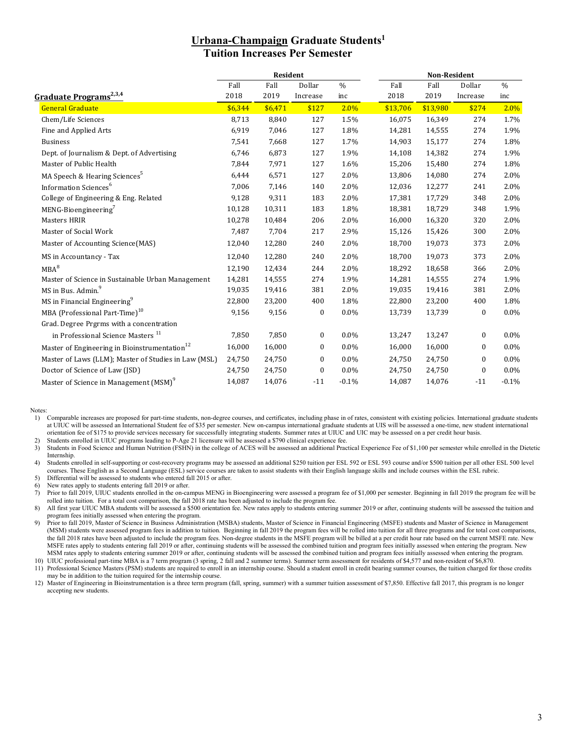# Urbana-Champaign Graduate Students[1]
## Tuition Increases Per Semester

| Graduate Programs[2,3,4] | Resident | | | | Non-Resident | | | |
|---|---|---|---|---|---|---|---|---|
| | Fall 2018 | Fall 2019 | Dollar Increase | % inc | Fall 2018 | Fall 2019 | Dollar Increase | % inc |
| General Graduate | $6,344 | $6,471 | $127 | 2.0% | $13,706 | $13,980 | $274 | 2.0% |
| Chem/Life Sciences | 8,713 | 8,840 | 127 | 1.5% | 16,075 | 16,349 | 274 | 1.7% |
| Fine and Applied Arts | 6,919 | 7,046 | 127 | 1.8% | 14,281 | 14,555 | 274 | 1.9% |
| Business | 7,541 | 7,668 | 127 | 1.7% | 14,903 | 15,177 | 274 | 1.8% |
| Dept. of Journalism & Dept. of Advertising | 6,746 | 6,873 | 127 | 1.9% | 14,108 | 14,382 | 274 | 1.9% |
| Master of Public Health | 7,844 | 7,971 | 127 | 1.6% | 15,206 | 15,480 | 274 | 1.8% |
| MA Speech & Hearing Sciences[5] | 6,444 | 6,571 | 127 | 2.0% | 13,806 | 14,080 | 274 | 2.0% |
| Information Sciences[6] | 7,006 | 7,146 | 140 | 2.0% | 12,036 | 12,277 | 241 | 2.0% |
| College of Engineering & Eng. Related | 9,128 | 9,311 | 183 | 2.0% | 17,381 | 17,729 | 348 | 2.0% |
| MENG-Bioengineering[7] | 10,128 | 10,311 | 183 | 1.8% | 18,381 | 18,729 | 348 | 1.9% |
| Masters HRIR | 10,278 | 10,484 | 206 | 2.0% | 16,000 | 16,320 | 320 | 2.0% |
| Master of Social Work | 7,487 | 7,704 | 217 | 2.9% | 15,126 | 15,426 | 300 | 2.0% |
| Master of Accounting Science(MAS) | 12,040 | 12,280 | 240 | 2.0% | 18,700 | 19,073 | 373 | 2.0% |
| MS in Accountancy - Tax | 12,040 | 12,280 | 240 | 2.0% | 18,700 | 19,073 | 373 | 2.0% |
| MBA[8] | 12,190 | 12,434 | 244 | 2.0% | 18,292 | 18,658 | 366 | 2.0% |
| Master of Science in Sustainable Urban Management | 14,281 | 14,555 | 274 | 1.9% | 14,281 | 14,555 | 274 | 1.9% |
| MS in Bus. Admin.[9] | 19,035 | 19,416 | 381 | 2.0% | 19,035 | 19,416 | 381 | 2.0% |
| MS in Financial Engineering[9] | 22,800 | 23,200 | 400 | 1.8% | 22,800 | 23,200 | 400 | 1.8% |
| MBA (Professional Part-Time)[10] | 9,156 | 9,156 | 0 | 0.0% | 13,739 | 13,739 | 0 | 0.0% |
| Grad. Degree Prgrms with a concentration in Professional Science Masters [11] | 7,850 | 7,850 | 0 | 0.0% | 13,247 | 13,247 | 0 | 0.0% |
| Master of Engineering in Bioinstrumentation[12] | 16,000 | 16,000 | 0 | 0.0% | 16,000 | 16,000 | 0 | 0.0% |
| Master of Laws (LLM); Master of Studies in Law (MSL) | 24,750 | 24,750 | 0 | 0.0% | 24,750 | 24,750 | 0 | 0.0% |
| Doctor of Science of Law (JSD) | 24,750 | 24,750 | 0 | 0.0% | 24,750 | 24,750 | 0 | 0.0% |
| Master of Science in Management (MSM)[9] | 14,087 | 14,076 | -11 | -0.1% | 14,087 | 14,076 | -11 | -0.1% |

Notes:

1) Comparable increases are proposed for part-time students, non-degree courses, and certificates, including phase in of rates, consistent with existing policies. International graduate students at UIUC will be assessed an International Student fee of $35 per semester. New on-campus international graduate students at UIS will be assessed a one-time, new student international orientation fee of $175 to provide services necessary for successfully integrating students. Summer rates at UIUC and UIC may be assessed on a per credit hour basis.
2) Students enrolled in UIUC programs leading to P-Age 21 licensure will be assessed a $790 clinical experience fee.
3) Students in Food Science and Human Nutrition (FSHN) in the college of ACES will be assessed an additional Practical Experience Fee of $1,100 per semester while enrolled in the Dietetic Internship.
4) Students enrolled in self-supporting or cost-recovery programs may be assessed an additional $250 tuition per ESL 592 or ESL 593 course and/or $500 tuition per all other ESL 500 level courses. These English as a Second Language (ESL) service courses are taken to assist students with their English language skills and include courses within the ESL rubric.
5) Differential will be assessed to students who entered fall 2015 or after.
6) New rates apply to students entering fall 2019 or after.
7) Prior to fall 2019, UIUC students enrolled in the on-campus MENG in Bioengineering were assessed a program fee of $1,000 per semester. Beginning in fall 2019 the program fee will be rolled into tuition. For a total cost comparison, the fall 2018 rate has been adjusted to include the program fee.
8) All first year UIUC MBA students will be assessed a $500 orientation fee. New rates apply to students entering summer 2019 or after, continuing students will be assessed the tuition and program fees initially assessed when entering the program.
9) Prior to fall 2019, Master of Science in Business Administration (MSBA) students, Master of Science in Financial Engineering (MSFE) students and Master of Science in Management (MSM) students were assessed program fees in addition to tuition. Beginning in fall 2019 the program fees will be rolled into tuition for all three programs and for total cost comparisons, the fall 2018 rates have been adjusted to include the program fees. Non-degree students in the MSFE program will be billed at a per credit hour rate based on the current MSFE rate. New MSFE rates apply to students entering fall 2019 or after, continuing students will be assessed the combined tuition and program fees initially assessed when entering the program. New MSM rates apply to students entering summer 2019 or after, continuing students will be assessed the combined tuition and program fees initially assessed when entering the program.
10) UIUC professional part-time MBA is a 7 term program (3 spring, 2 fall and 2 summer terms). Summer term assessment for residents of $4,577 and non-resident of $6,870.
11) Professional Science Masters (PSM) students are required to enroll in an internship course. Should a student enroll in credit bearing summer courses, the tuition charged for those credits may be in addition to the tuition required for the internship course.
12) Master of Engineering in Bioinstrumentation is a three term program (fall, spring, summer) with a summer tuition assessment of $7,850. Effective fall 2017, this program is no longer accepting new students.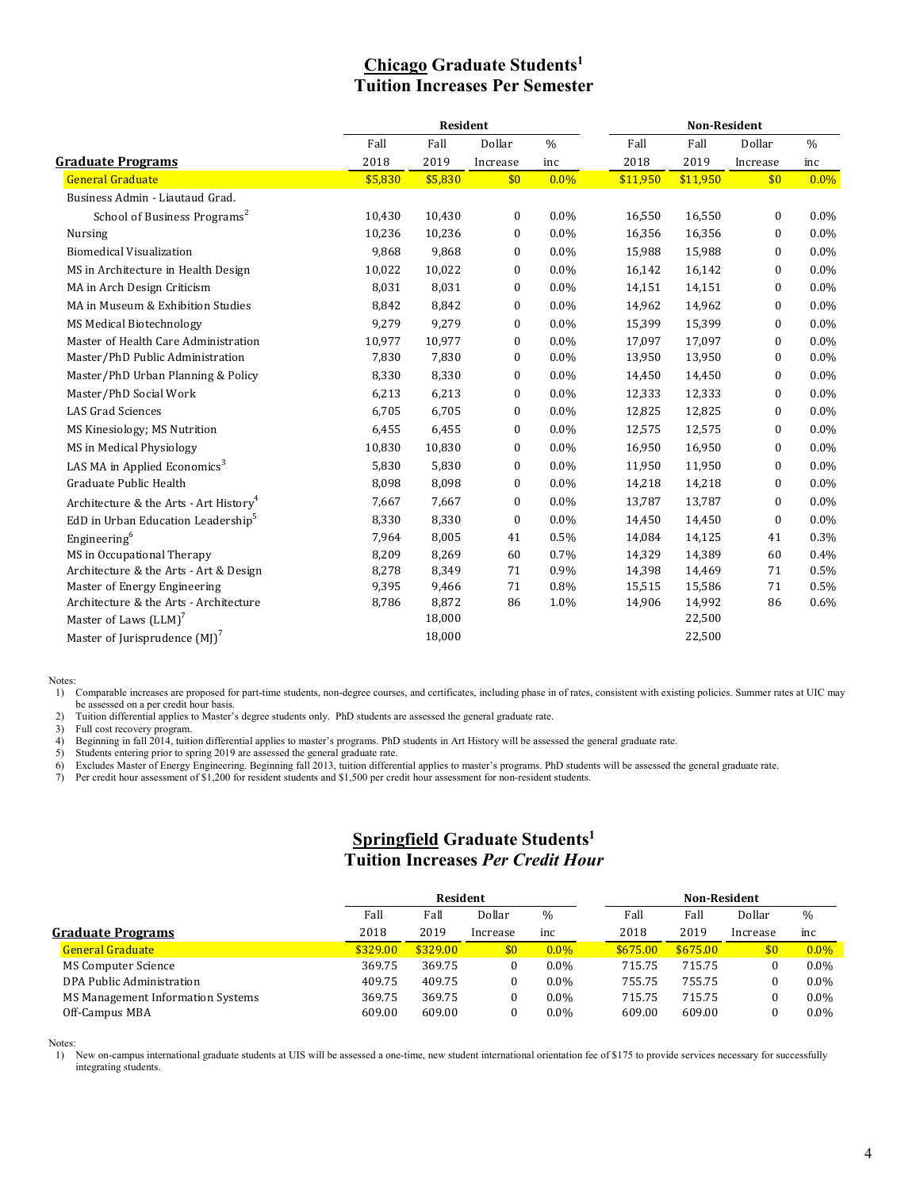## Chicago Graduate Students[1]
## Tuition Increases Per Semester

| Graduate Programs | Resident Fall 2018 | Resident Fall 2019 | Resident Dollar Increase | Resident % inc | Non-Resident Fall 2018 | Non-Resident Fall 2019 | Non-Resident Dollar Increase | Non-Resident % inc |
|---|---|---|---|---|---|---|---|---|
| General Graduate | $5,830 | $5,830 | $0 | 0.0% | $11,950 | $11,950 | $0 | 0.0% |
| Business Admin - Liautaud Grad. School of Business Programs[2] | 10,430 | 10,430 | 0 | 0.0% | 16,550 | 16,550 | 0 | 0.0% |
| Nursing | 10,236 | 10,236 | 0 | 0.0% | 16,356 | 16,356 | 0 | 0.0% |
| Biomedical Visualization | 9,868 | 9,868 | 0 | 0.0% | 15,988 | 15,988 | 0 | 0.0% |
| MS in Architecture in Health Design | 10,022 | 10,022 | 0 | 0.0% | 16,142 | 16,142 | 0 | 0.0% |
| MA in Arch Design Criticism | 8,031 | 8,031 | 0 | 0.0% | 14,151 | 14,151 | 0 | 0.0% |
| MA in Museum & Exhibition Studies | 8,842 | 8,842 | 0 | 0.0% | 14,962 | 14,962 | 0 | 0.0% |
| MS Medical Biotechnology | 9,279 | 9,279 | 0 | 0.0% | 15,399 | 15,399 | 0 | 0.0% |
| Master of Health Care Administration | 10,977 | 10,977 | 0 | 0.0% | 17,097 | 17,097 | 0 | 0.0% |
| Master/PhD Public Administration | 7,830 | 7,830 | 0 | 0.0% | 13,950 | 13,950 | 0 | 0.0% |
| Master/PhD Urban Planning & Policy | 8,330 | 8,330 | 0 | 0.0% | 14,450 | 14,450 | 0 | 0.0% |
| Master/PhD Social Work | 6,213 | 6,213 | 0 | 0.0% | 12,333 | 12,333 | 0 | 0.0% |
| LAS Grad Sciences | 6,705 | 6,705 | 0 | 0.0% | 12,825 | 12,825 | 0 | 0.0% |
| MS Kinesiology; MS Nutrition | 6,455 | 6,455 | 0 | 0.0% | 12,575 | 12,575 | 0 | 0.0% |
| MS in Medical Physiology | 10,830 | 10,830 | 0 | 0.0% | 16,950 | 16,950 | 0 | 0.0% |
| LAS MA in Applied Economics[3] | 5,830 | 5,830 | 0 | 0.0% | 11,950 | 11,950 | 0 | 0.0% |
| Graduate Public Health | 8,098 | 8,098 | 0 | 0.0% | 14,218 | 14,218 | 0 | 0.0% |
| Architecture & the Arts - Art History[4] | 7,667 | 7,667 | 0 | 0.0% | 13,787 | 13,787 | 0 | 0.0% |
| EdD in Urban Education Leadership[5] | 8,330 | 8,330 | 0 | 0.0% | 14,450 | 14,450 | 0 | 0.0% |
| Engineering[6] | 7,964 | 8,005 | 41 | 0.5% | 14,084 | 14,125 | 41 | 0.3% |
| MS in Occupational Therapy | 8,209 | 8,269 | 60 | 0.7% | 14,329 | 14,389 | 60 | 0.4% |
| Architecture & the Arts - Art & Design | 8,278 | 8,349 | 71 | 0.9% | 14,398 | 14,469 | 71 | 0.5% |
| Master of Energy Engineering | 9,395 | 9,466 | 71 | 0.8% | 15,515 | 15,586 | 71 | 0.5% |
| Architecture & the Arts - Architecture | 8,786 | 8,872 | 86 | 1.0% | 14,906 | 14,992 | 86 | 0.6% |
| Master of Laws (LLM)[7] | | 18,000 | | | | 22,500 | | |
| Master of Jurisprudence (MJ)[7] | | 18,000 | | | | 22,500 | | |

Notes:
1) Comparable increases are proposed for part-time students, non-degree courses, and certificates, including phase in of rates, consistent with existing policies. Summer rates at UIC may be assessed on a per credit hour basis.
2) Tuition differential applies to Master's degree students only. PhD students are assessed the general graduate rate.
3) Full cost recovery program.
4) Beginning in fall 2014, tuition differential applies to master's programs. PhD students in Art History will be assessed the general graduate rate.
5) Students entering prior to spring 2019 are assessed the general graduate rate.
6) Excludes Master of Energy Engineering. Beginning fall 2013, tuition differential applies to master's programs. PhD students will be assessed the general graduate rate.
7) Per credit hour assessment of $1,200 for resident students and $1,500 per credit hour assessment for non-resident students.

## Springfield Graduate Students[1]
## Tuition Increases *Per Credit Hour*

| Graduate Programs | Resident Fall 2018 | Resident Fall 2019 | Resident Dollar Increase | Resident % inc | Non-Resident Fall 2018 | Non-Resident Fall 2019 | Non-Resident Dollar Increase | Non-Resident % inc |
|---|---|---|---|---|---|---|---|---|
| General Graduate | $329.00 | $329.00 | $0 | 0.0% | $675.00 | $675.00 | $0 | 0.0% |
| MS Computer Science | 369.75 | 369.75 | 0 | 0.0% | 715.75 | 715.75 | 0 | 0.0% |
| DPA Public Administration | 409.75 | 409.75 | 0 | 0.0% | 755.75 | 755.75 | 0 | 0.0% |
| MS Management Information Systems | 369.75 | 369.75 | 0 | 0.0% | 715.75 | 715.75 | 0 | 0.0% |
| Off-Campus MBA | 609.00 | 609.00 | 0 | 0.0% | 609.00 | 609.00 | 0 | 0.0% |

Notes:
1) New on-campus international graduate students at UIS will be assessed a one-time, new student international orientation fee of $175 to provide services necessary for successfully integrating students.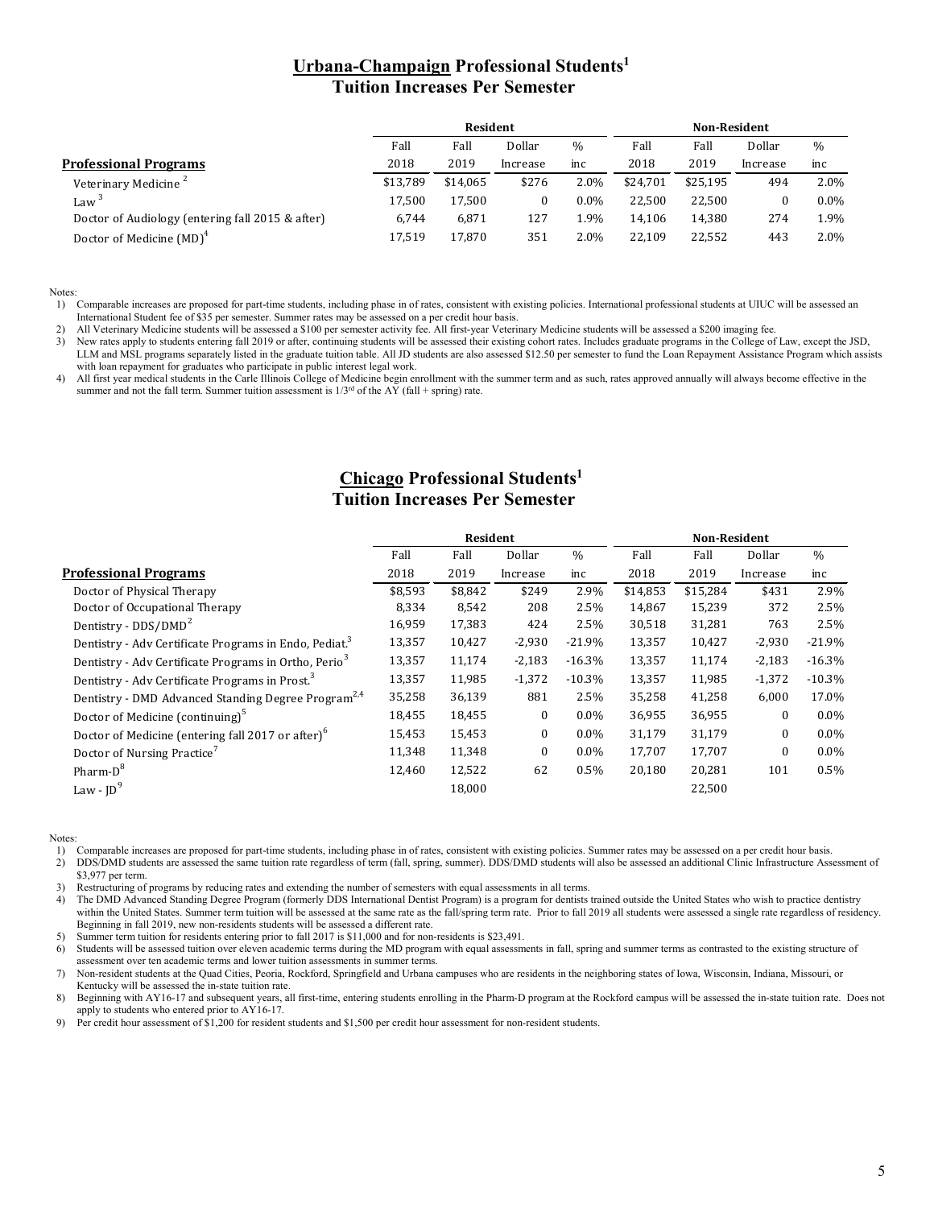## Urbana-Champaign Professional Students[1]
## Tuition Increases Per Semester

| Professional Programs | Resident | | | | Non-Resident | | | |
|---|---|---|---|---|---|---|---|---|
| | Fall 2018 | Fall 2019 | Dollar Increase | % inc | Fall 2018 | Fall 2019 | Dollar Increase | % inc |
| Veterinary Medicine [2] | $13,789 | $14,065 | $276 | 2.0% | $24,701 | $25,195 | 494 | 2.0% |
| Law [3] | 17,500 | 17,500 | 0 | 0.0% | 22,500 | 22,500 | 0 | 0.0% |
| Doctor of Audiology (entering fall 2015 & after) | 6,744 | 6,871 | 127 | 1.9% | 14,106 | 14,380 | 274 | 1.9% |
| Doctor of Medicine (MD)[4] | 17,519 | 17,870 | 351 | 2.0% | 22,109 | 22,552 | 443 | 2.0% |

Notes:

1) Comparable increases are proposed for part-time students, including phase in of rates, consistent with existing policies. International professional students at UIUC will be assessed an International Student fee of $35 per semester. Summer rates may be assessed on a per credit hour basis.
2) All Veterinary Medicine students will be assessed a $100 per semester activity fee. All first-year Veterinary Medicine students will be assessed a $200 imaging fee.
3) New rates apply to students entering fall 2019 or after, continuing students will be assessed their existing cohort rates. Includes graduate programs in the College of Law, except the JSD, LLM and MSL programs separately listed in the graduate tuition table. All JD students are also assessed $12.50 per semester to fund the Loan Repayment Assistance Program which assists with loan repayment for graduates who participate in public interest legal work.
4) All first year medical students in the Carle Illinois College of Medicine begin enrollment with the summer term and as such, rates approved annually will always become effective in the summer and not the fall term. Summer tuition assessment is 1/3rd of the AY (fall + spring) rate.

## Chicago Professional Students[1]
## Tuition Increases Per Semester

| Professional Programs | Resident | | | | Non-Resident | | | |
|---|---|---|---|---|---|---|---|---|
| | Fall 2018 | Fall 2019 | Dollar Increase | % inc | Fall 2018 | Fall 2019 | Dollar Increase | % inc |
| Doctor of Physical Therapy | $8,593 | $8,842 | $249 | 2.9% | $14,853 | $15,284 | $431 | 2.9% |
| Doctor of Occupational Therapy | 8,334 | 8,542 | 208 | 2.5% | 14,867 | 15,239 | 372 | 2.5% |
| Dentistry - DDS/DMD[2] | 16,959 | 17,383 | 424 | 2.5% | 30,518 | 31,281 | 763 | 2.5% |
| Dentistry - Adv Certificate Programs in Endo, Pediat.[3] | 13,357 | 10,427 | -2,930 | -21.9% | 13,357 | 10,427 | -2,930 | -21.9% |
| Dentistry - Adv Certificate Programs in Ortho, Perio[3] | 13,357 | 11,174 | -2,183 | -16.3% | 13,357 | 11,174 | -2,183 | -16.3% |
| Dentistry - Adv Certificate Programs in Prost.[3] | 13,357 | 11,985 | -1,372 | -10.3% | 13,357 | 11,985 | -1,372 | -10.3% |
| Dentistry - DMD Advanced Standing Degree Program[2,4] | 35,258 | 36,139 | 881 | 2.5% | 35,258 | 41,258 | 6,000 | 17.0% |
| Doctor of Medicine (continuing)[5] | 18,455 | 18,455 | 0 | 0.0% | 36,955 | 36,955 | 0 | 0.0% |
| Doctor of Medicine (entering fall 2017 or after)[6] | 15,453 | 15,453 | 0 | 0.0% | 31,179 | 31,179 | 0 | 0.0% |
| Doctor of Nursing Practice[7] | 11,348 | 11,348 | 0 | 0.0% | 17,707 | 17,707 | 0 | 0.0% |
| Pharm-D[8] | 12,460 | 12,522 | 62 | 0.5% | 20,180 | 20,281 | 101 | 0.5% |
| Law - JD[9] | | 18,000 | | | | 22,500 | | |

Notes:

1) Comparable increases are proposed for part-time students, including phase in of rates, consistent with existing policies. Summer rates may be assessed on a per credit hour basis.
2) DDS/DMD students are assessed the same tuition rate regardless of term (fall, spring, summer). DDS/DMD students will also be assessed an additional Clinic Infrastructure Assessment of $3,977 per term.
3) Restructuring of programs by reducing rates and extending the number of semesters with equal assessments in all terms.
4) The DMD Advanced Standing Degree Program (formerly DDS International Dentist Program) is a program for dentists trained outside the United States who wish to practice dentistry within the United States. Summer term tuition will be assessed at the same rate as the fall/spring term rate. Prior to fall 2019 all students were assessed a single rate regardless of residency. Beginning in fall 2019, new non-residents students will be assessed a different rate.
5) Summer term tuition for residents entering prior to fall 2017 is $11,000 and for non-residents is $23,491.
6) Students will be assessed tuition over eleven academic terms during the MD program with equal assessments in fall, spring and summer terms as contrasted to the existing structure of assessment over ten academic terms and lower tuition assessments in summer terms.
7) Non-resident students at the Quad Cities, Peoria, Rockford, Springfield and Urbana campuses who are residents in the neighboring states of Iowa, Wisconsin, Indiana, Missouri, or Kentucky will be assessed the in-state tuition rate.
8) Beginning with AY16-17 and subsequent years, all first-time, entering students enrolling in the Pharm-D program at the Rockford campus will be assessed the in-state tuition rate. Does not apply to students who entered prior to AY16-17.
9) Per credit hour assessment of $1,200 for resident students and $1,500 per credit hour assessment for non-resident students.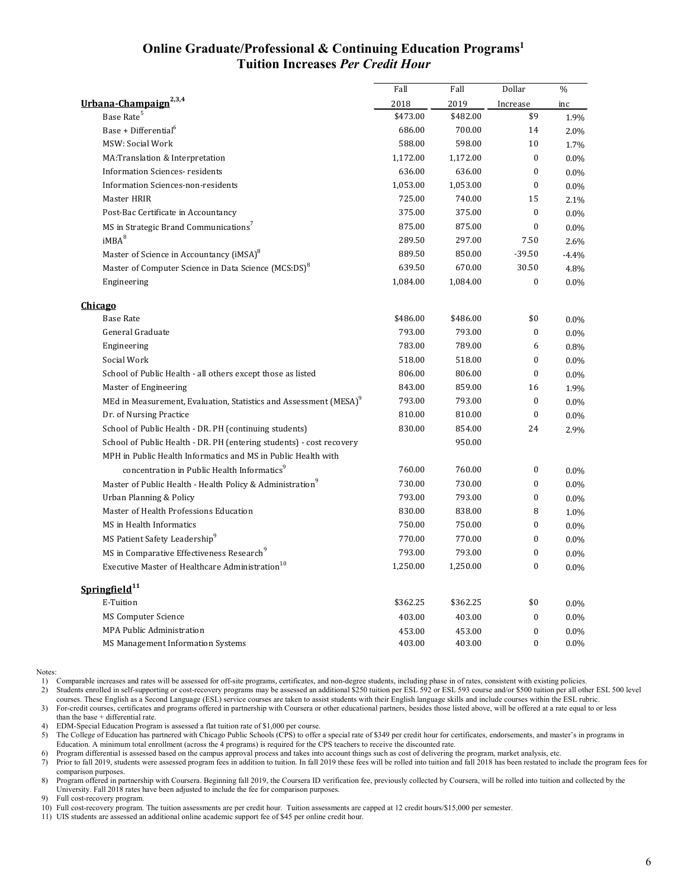# Online Graduate/Professional & Continuing Education Programs[1]
## Tuition Increases *Per Credit Hour*

| | Fall 2018 | Fall 2019 | Dollar Increase | % inc |
|---|---|---|---|---|
| **Urbana-Champaign[2,3,4]** | | | | |
| Base Rate[5] | $473.00 | $482.00 | $9 | 1.9% |
| Base + Differential[6] | 686.00 | 700.00 | 14 | 2.0% |
| MSW: Social Work | 588.00 | 598.00 | 10 | 1.7% |
| MA:Translation & Interpretation | 1,172.00 | 1,172.00 | 0 | 0.0% |
| Information Sciences- residents | 636.00 | 636.00 | 0 | 0.0% |
| Information Sciences-non-residents | 1,053.00 | 1,053.00 | 0 | 0.0% |
| Master HRIR | 725.00 | 740.00 | 15 | 2.1% |
| Post-Bac Certificate in Accountancy | 375.00 | 375.00 | 0 | 0.0% |
| MS in Strategic Brand Communications[7] | 875.00 | 875.00 | 0 | 0.0% |
| iMBA[8] | 289.50 | 297.00 | 7.50 | 2.6% |
| Master of Science in Accountancy (iMSA)[8] | 889.50 | 850.00 | -39.50 | -4.4% |
| Master of Computer Science in Data Science (MCS:DS)[8] | 639.50 | 670.00 | 30.50 | 4.8% |
| Engineering | 1,084.00 | 1,084.00 | 0 | 0.0% |
| **Chicago** | | | | |
| Base Rate | $486.00 | $486.00 | $0 | 0.0% |
| General Graduate | 793.00 | 793.00 | 0 | 0.0% |
| Engineering | 783.00 | 789.00 | 6 | 0.8% |
| Social Work | 518.00 | 518.00 | 0 | 0.0% |
| School of Public Health - all others except those as listed | 806.00 | 806.00 | 0 | 0.0% |
| Master of Engineering | 843.00 | 859.00 | 16 | 1.9% |
| MEd in Measurement, Evaluation, Statistics and Assessment (MESA)[9] | 793.00 | 793.00 | 0 | 0.0% |
| Dr. of Nursing Practice | 810.00 | 810.00 | 0 | 0.0% |
| School of Public Health - DR. PH (continuing students) | 830.00 | 854.00 | 24 | 2.9% |
| School of Public Health - DR. PH (entering students) - cost recovery | | 950.00 | | |
| MPH in Public Health Informatics and MS in Public Health with concentration in Public Health Informatics[9] | 760.00 | 760.00 | 0 | 0.0% |
| Master of Public Health - Health Policy & Administration[9] | 730.00 | 730.00 | 0 | 0.0% |
| Urban Planning & Policy | 793.00 | 793.00 | 0 | 0.0% |
| Master of Health Professions Education | 830.00 | 838.00 | 8 | 1.0% |
| MS in Health Informatics | 750.00 | 750.00 | 0 | 0.0% |
| MS Patient Safety Leadership[9] | 770.00 | 770.00 | 0 | 0.0% |
| MS in Comparative Effectiveness Research[9] | 793.00 | 793.00 | 0 | 0.0% |
| Executive Master of Healthcare Administration[10] | 1,250.00 | 1,250.00 | 0 | 0.0% |
| **Springfield[11]** | | | | |
| E-Tuition | $362.25 | $362.25 | $0 | 0.0% |
| MS Computer Science | 403.00 | 403.00 | 0 | 0.0% |
| MPA Public Administration | 453.00 | 453.00 | 0 | 0.0% |
| MS Management Information Systems | 403.00 | 403.00 | 0 | 0.0% |

Notes:

1) Comparable increases and rates will be assessed for off-site programs, certificates, and non-degree students, including phase in of rates, consistent with existing policies.
2) Students enrolled in self-supporting or cost-recovery programs may be assessed an additional $250 tuition per ESL 592 or ESL 593 course and/or $500 tuition per all other ESL 500 level courses. These English as a Second Language (ESL) service courses are taken to assist students with their English language skills and include courses within the ESL rubric.
3) For-credit courses, certificates and programs offered in partnership with Coursera or other educational partners, besides those listed above, will be offered at a rate equal to or less than the base + differential rate.
4) EDM-Special Education Program is assessed a flat tuition rate of $1,000 per course.
5) The College of Education has partnered with Chicago Public Schools (CPS) to offer a special rate of $349 per credit hour for certificates, endorsements, and master's in programs in Education. A minimum total enrollment (across the 4 programs) is required for the CPS teachers to receive the discounted rate.
6) Program differential is assessed based on the campus approval process and takes into account things such as cost of delivering the program, market analysis, etc.
7) Prior to fall 2019, students were assessed program fees in addition to tuition. In fall 2019 these fees will be rolled into tuition and fall 2018 has been restated to include the program fees for comparison purposes.
8) Program offered in partnership with Coursera. Beginning fall 2019, the Coursera ID verification fee, previously collected by Coursera, will be rolled into tuition and collected by the University. Fall 2018 rates have been adjusted to include the fee for comparison purposes.
9) Full cost-recovery program.
10) Full cost-recovery program. The tuition assessments are per credit hour. Tuition assessments are capped at 12 credit hours/$15,000 per semester.
11) UIS students are assessed an additional online academic support fee of $45 per online credit hour.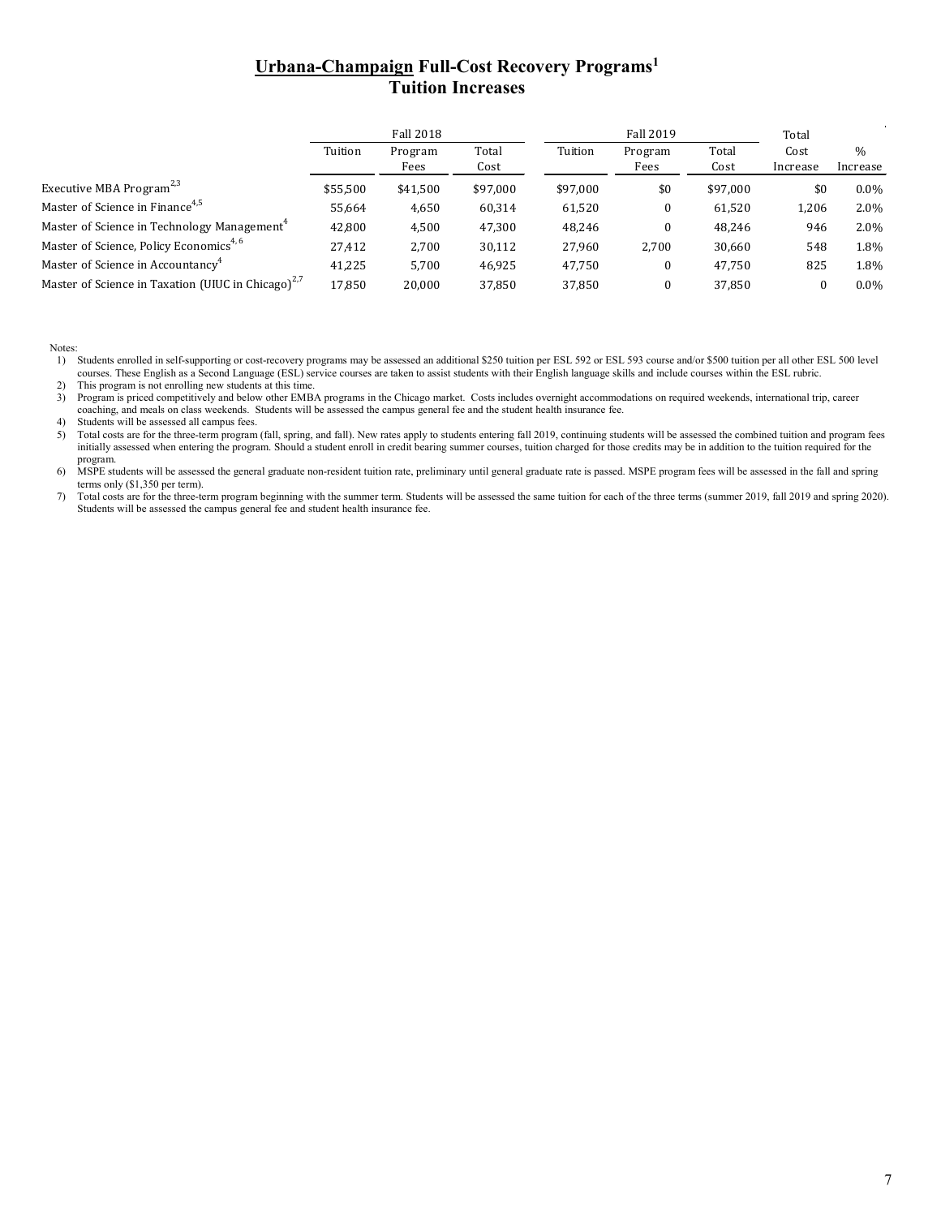# Urbana-Champaign Full-Cost Recovery Programs[1]
## Tuition Increases

| | Fall 2018 | | | Fall 2019 | | | Total | |
|---|---|---|---|---|---|---|---|---|
| | Tuition | Program Fees | Total Cost | Tuition | Program Fees | Total Cost | Cost Increase | % Increase |
| Executive MBA Program[2,3] | $55,500 | $41,500 | $97,000 | $97,000 | $0 | $97,000 | $0 | 0.0% |
| Master of Science in Finance[4,5] | 55,664 | 4,650 | 60,314 | 61,520 | 0 | 61,520 | 1,206 | 2.0% |
| Master of Science in Technology Management[4] | 42,800 | 4,500 | 47,300 | 48,246 | 0 | 48,246 | 946 | 2.0% |
| Master of Science, Policy Economics[4, 6] | 27,412 | 2,700 | 30,112 | 27,960 | 2,700 | 30,660 | 548 | 1.8% |
| Master of Science in Accountancy[4] | 41,225 | 5,700 | 46,925 | 47,750 | 0 | 47,750 | 825 | 1.8% |
| Master of Science in Taxation (UIUC in Chicago)[2,7] | 17,850 | 20,000 | 37,850 | 37,850 | 0 | 37,850 | 0 | 0.0% |

Notes:

1) Students enrolled in self-supporting or cost-recovery programs may be assessed an additional $250 tuition per ESL 592 or ESL 593 course and/or $500 tuition per all other ESL 500 level courses. These English as a Second Language (ESL) service courses are taken to assist students with their English language skills and include courses within the ESL rubric.
2) This program is not enrolling new students at this time.
3) Program is priced competitively and below other EMBA programs in the Chicago market. Costs includes overnight accommodations on required weekends, international trip, career coaching, and meals on class weekends. Students will be assessed the campus general fee and the student health insurance fee.
4) Students will be assessed all campus fees.
5) Total costs are for the three-term program (fall, spring, and fall). New rates apply to students entering fall 2019, continuing students will be assessed the combined tuition and program fees initially assessed when entering the program. Should a student enroll in credit bearing summer courses, tuition charged for those credits may be in addition to the tuition required for the program.
6) MSPE students will be assessed the general graduate non-resident tuition rate, preliminary until general graduate rate is passed. MSPE program fees will be assessed in the fall and spring terms only ($1,350 per term).
7) Total costs are for the three-term program beginning with the summer term. Students will be assessed the same tuition for each of the three terms (summer 2019, fall 2019 and spring 2020). Students will be assessed the campus general fee and student health insurance fee.